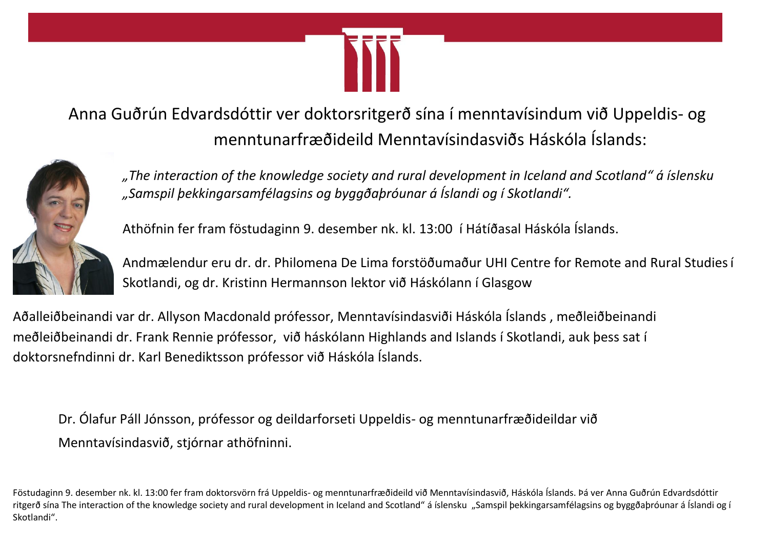Anna Guðrún Edvardsdóttir ver doktorsritgerð sína í menntavísindum við Uppeldis- og menntunarfræðideild Menntavísindasviðs Háskóla Íslands:

*„The interaction of the knowledge society and rural development in Iceland and Scotland" á íslensku „Samspil þekkingarsamfélagsins og byggðaþróunar á Íslandi og í Skotlandi".*

Athöfnin fer fram föstudaginn 9. desember nk. kl. 13:00 í Hátíðasal Háskóla Íslands.

Andmælendur eru dr. dr. Philomena De Lima forstöðumaður UHI Centre for Remote and Rural Studies í Skotlandi, og dr. Kristinn Hermannson lektor við Háskólann í Glasgow

Aðalleiðbeinandi var dr. Allyson Macdonald prófessor, Menntavísindasviði Háskóla Íslands , meðleiðbeinandi meðleiðbeinandi dr. Frank Rennie prófessor, við háskólann Highlands and Islands í Skotlandi, auk þess sat í doktorsnefndinni dr. Karl Benediktsson prófessor við Háskóla Íslands.

Dr. Ólafur Páll Jónsson, prófessor og deildarforseti Uppeldis- og menntunarfræðideildar við Menntavísindasvið, stjórnar athöfninni.

Föstudaginn 9. desember nk. kl. 13:00 fer fram doktorsvörn frá Uppeldis- og menntunarfræðideild við Menntavísindasvið, Háskóla Íslands. Þá ver Anna Guðrún Edvardsdóttir ritgerð sína The interaction of the knowledge society and rural development in Iceland and Scotland" á íslensku „Samspil þekkingarsamfélagsins og byggðaþróunar á Íslandi og í Skotlandi".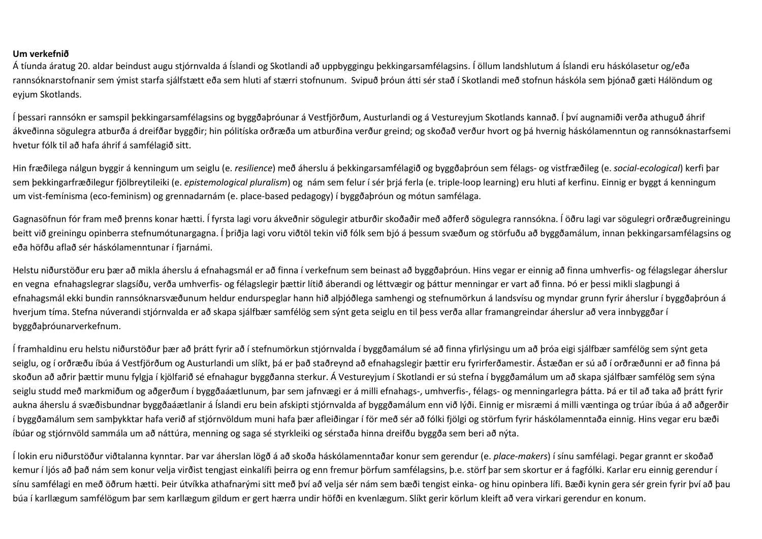**Um verkefnið**

Á tíunda áratug 20. aldar beindust augu stjórnvalda á Íslandi og Skotlandi að uppbyggingu þekkingarsamfélagsins. Í öllum landshlutum á Íslandi eru háskólasetur og/eða rannsóknarstofnanir sem ýmist starfa sjálfstætt eða sem hluti af stærri stofnunum. Svipuð þróun átti sér stað í Skotlandi með stofnun háskóla sem þjónað gæti Hálöndum og eyjum Skotlands.

Í þessari rannsókn er samspil þekkingarsamfélagsins og byggðaþróunar á Vestfjörðum, Austurlandi og á Vestureyjum Skotlands kannað. Í því augnamiði verða athuguð áhrif ákveðinna sögulegra atburða á dreifðar byggðir; hin pólitíska orðræða um atburðina verður greind; og skoðað verður hvort og þá hvernig háskólamenntun og rannsóknastarfsemi hvetur fólk til að hafa áhrif á samfélagið sitt.

Hin fræðilega nálgun byggir á kenningum um seiglu (e. *resilience*) með áherslu á þekkingarsamfélagið og byggðaþróun sem félags- og vistfræðileg (e. *social-ecological*) kerfi þar sem þekkingarfræðilegur fjölbreytileiki (e. *epistemological pluralism*) og nám sem felur í sér þrjá ferla (e. triple-loop learning) eru hluti af kerfinu. Einnig er byggt á kenningum um vist-femínisma (eco-feminism) og grennadarnám (e. place-based pedagogy) í byggðaþróun og mótun samfélaga.

Gagnasöfnun fór fram með þrenns konar hætti. Í fyrsta lagi voru ákveðnir sögulegir atburðir skoðaðir með aðferð sögulegra rannsókna. Í öðru lagi var sögulegri orðræðugreiningu beitt við greiningu opinberra stefnumótunargagna. Í þriðja lagi voru viðtöl tekin við fólk sem bjó á þessum svæðum og störfuðu að byggðamálum, innan þekkingarsamfélagsins og eða höfðu aflað sér háskólamenntunar í fjarnámi.

Helstu niðurstöður eru þær að mikla áherslu á efnahagsmál er að finna í verkefnum sem beinast að byggðaþróun. Hins vegar er einnig að finna umhverfis- og félagslegar áherslur en vegna efnahagslegrar slagsíðu, verða umhverfis- og félagslegir þættir lítið áberandi og léttvægir og þáttur menningar er vart að finna. Þó er þessi mikli slagþungi á efnahagsmál ekki bundin rannsóknarsvæðunum heldur endurspeglar hann hið alþjóðlega samhengi og stefnumörkun á landsvísu og myndar grunn fyrir áherslur í byggðaþróun á hverjum tíma. Stefna núverandi stjórnvalda er að skapa sjálfbær samfélög sem sýnt geta seiglu en til þess verða allar framangreindar áherslur að vera innbyggðar í byggðaþróunarverkefnum.

Í framhaldinu eru helstu niðurstöður þær að þrátt fyrir að í stefnumörkun stjórnvalda í byggðamálum sé að finna yfirlýsingu um að þróa eigi sjálfbær samfélög sem sýnt geta seiglu, og í orðræðu íbúa á Vestfjörðum og Austurlandi um slíkt, þá er það staðreynd að efnahagslegir þættir eru fyrirferðamestir. Ástæðan er sú að í orðræðunni er að finna þá skoðun að aðrir þættir munu fylgja í kjölfarið sé efnahagur byggðanna sterkur. Á Vestureyjum í Skotlandi er sú stefna í byggðamálum um að skapa sjálfbær samfélög sem sýna seiglu studd með markmiðum og aðgerðum í byggðaáætlunum, þar sem jafnvægi er á milli efnahags-, umhverfis-, félags- og menningarlegra þátta. Þá er til að taka að þrátt fyrir aukna áherslu á svæðisbundnar byggðaáætlanir á Íslandi eru bein afskipti stjórnvalda af byggðamálum enn við lýði. Einnig er misræmi á milli væntinga og trúar íbúa á að aðgerðir í byggðamálum sem samþykktar hafa verið af stjórnvöldum muni hafa þær afleiðingar í för með sér að fólki fjölgi og störfum fyrir háskólamenntaða einnig. Hins vegar eru bæði íbúar og stjórnvöld sammála um að náttúra, menning og saga sé styrkleiki og sérstaða hinna dreifðu byggða sem beri að nýta.

Í lokin eru niðurstöður viðtalanna kynntar. Þar var áherslan lögð á að skoða háskólamenntaðar konur sem gerendur (e. *place-makers*) í sínu samfélagi. Þegar grannt er skoðað kemur í ljós að það nám sem konur velja virðist tengjast einkalífi þeirra og enn fremur þörfum samfélagsins, þ.e. störf þar sem skortur er á fagfólki. Karlar eru einnig gerendur í sínu samfélagi en með öðrum hætti. Þeir útvíkka athafnarými sitt með því að velja sér nám sem bæði tengist einka- og hinu opinbera lífi. Bæði kynin gera sér grein fyrir því að þau búa í karllægum samfélögum þar sem karllægum gildum er gert hærra undir höfði en kvenlægum. Slíkt gerir körlum kleift að vera virkari gerendur en konum.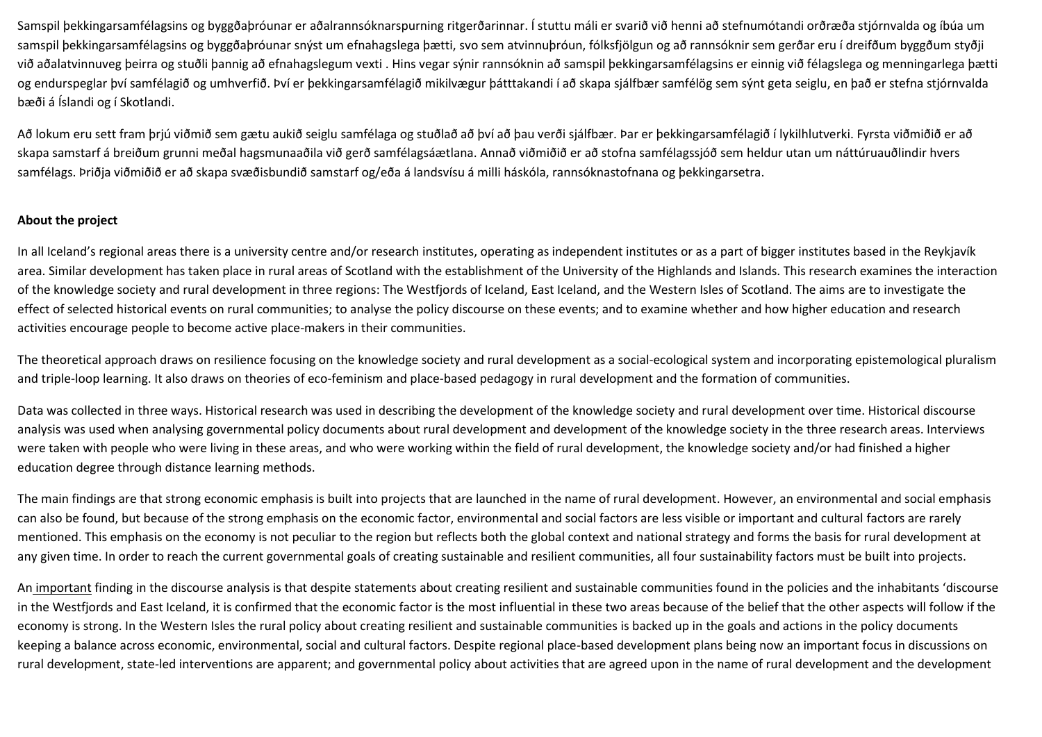Samspil þekkingarsamfélagsins og byggðaþróunar er aðalrannsóknarspurning ritgerðarinnar. Í stuttu máli er svarið við henni að stefnumótandi orðræða stjórnvalda og íbúa um samspil þekkingarsamfélagsins og byggðaþróunar snýst um efnahagslega þætti, svo sem atvinnuþróun, fólksfjölgun og að rannsóknir sem gerðar eru í dreifðum byggðum styðji við aðalatvinnuveg þeirra og stuðli þannig að efnahagslegum vexti . Hins vegar sýnir rannsóknin að samspil þekkingarsamfélagsins er einnig við félagslega og menningarlega þætti og endurspeglar því samfélagið og umhverfið. Því er þekkingarsamfélagið mikilvægur þátttakandi í að skapa sjálfbær samfélög sem sýnt geta seiglu, en það er stefna stjórnvalda bæði á Íslandi og í Skotlandi.

Að lokum eru sett fram þrjú viðmið sem gætu aukið seiglu samfélaga og stuðlað að því að þau verði sjálfbær. Þar er þekkingarsamfélagið í lykilhlutverki. Fyrsta viðmiðið er að skapa samstarf á breiðum grunni meðal hagsmunaaðila við gerð samfélagsáætlana. Annað viðmiðið er að stofna samfélagssjóð sem heldur utan um náttúruauðlindir hvers samfélags. Þriðja viðmiðið er að skapa svæðisbundið samstarf og/eða á landsvísu á milli háskóla, rannsóknastofnana og þekkingarsetra.

**About the project**

In all Iceland's regional areas there is a university centre and/or research institutes, operating as independent institutes or as a part of bigger institutes based in the Reykjavík area. Similar development has taken place in rural areas of Scotland with the establishment of the University of the Highlands and Islands. This research examines the interaction of the knowledge society and rural development in three regions: The Westfjords of Iceland, East Iceland, and the Western Isles of Scotland. The aims are to investigate the effect of selected historical events on rural communities; to analyse the policy discourse on these events; and to examine whether and how higher education and research activities encourage people to become active place-makers in their communities.

The theoretical approach draws on resilience focusing on the knowledge society and rural development as a social-ecological system and incorporating epistemological pluralism and triple-loop learning. It also draws on theories of eco-feminism and place-based pedagogy in rural development and the formation of communities.

Data was collected in three ways. Historical research was used in describing the development of the knowledge society and rural development over time. Historical discourse analysis was used when analysing governmental policy documents about rural development and development of the knowledge society in the three research areas. Interviews were taken with people who were living in these areas, and who were working within the field of rural development, the knowledge society and/or had finished a higher education degree through distance learning methods.

The main findings are that strong economic emphasis is built into projects that are launched in the name of rural development. However, an environmental and social emphasis can also be found, but because of the strong emphasis on the economic factor, environmental and social factors are less visible or important and cultural factors are rarely mentioned. This emphasis on the economy is not peculiar to the region but reflects both the global context and national strategy and forms the basis for rural development at any given time. In order to reach the current governmental goals of creating sustainable and resilient communities, all four sustainability factors must be built into projects.

An important finding in the discourse analysis is that despite statements about creating resilient and sustainable communities found in the policies and the inhabitants 'discourse in the Westfjords and East Iceland, it is confirmed that the economic factor is the most influential in these two areas because of the belief that the other aspects will follow if the economy is strong. In the Western Isles the rural policy about creating resilient and sustainable communities is backed up in the goals and actions in the policy documents keeping a balance across economic, environmental, social and cultural factors. Despite regional place-based development plans being now an important focus in discussions on rural development, state-led interventions are apparent; and governmental policy about activities that are agreed upon in the name of rural development and the development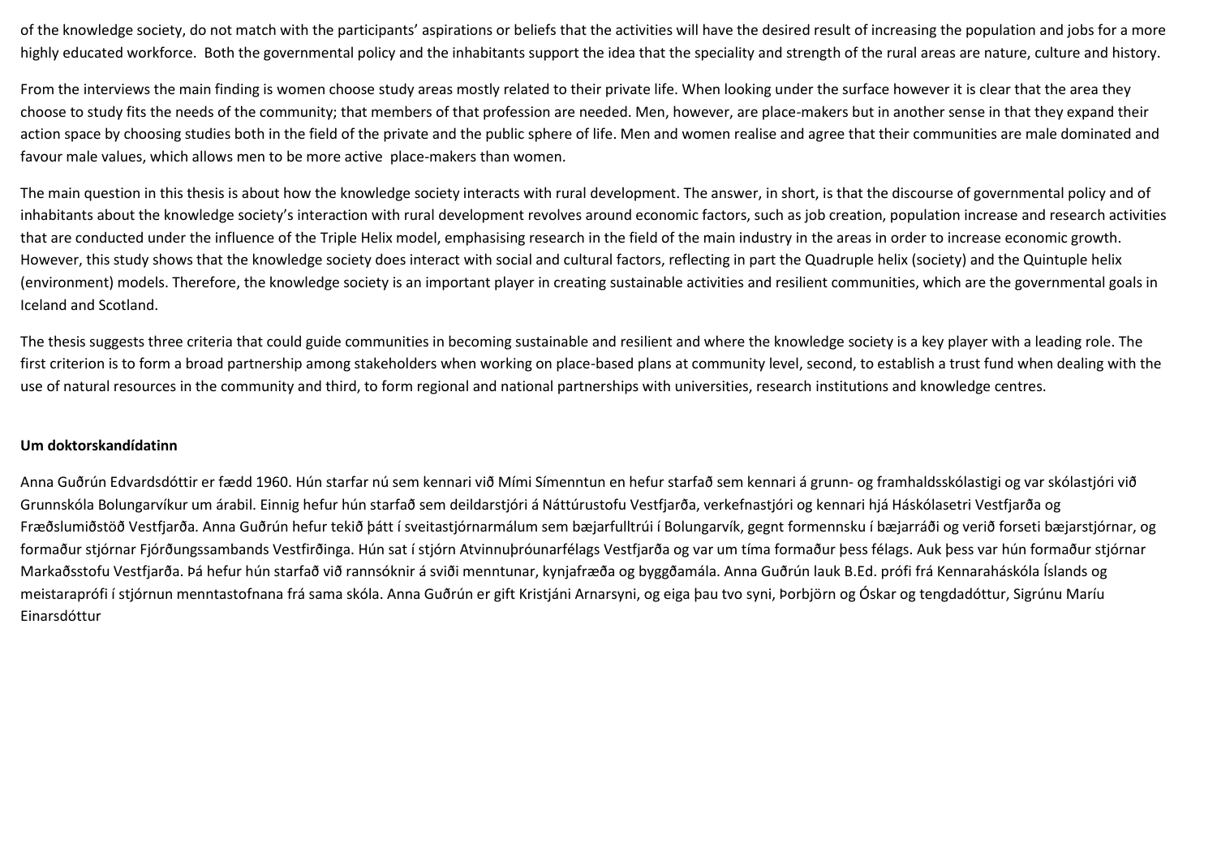of the knowledge society, do not match with the participants' aspirations or beliefs that the activities will have the desired result of increasing the population and jobs for a more highly educated workforce. Both the governmental policy and the inhabitants support the idea that the speciality and strength of the rural areas are nature, culture and history.

From the interviews the main finding is women choose study areas mostly related to their private life. When looking under the surface however it is clear that the area they choose to study fits the needs of the community; that members of that profession are needed. Men, however, are place-makers but in another sense in that they expand their action space by choosing studies both in the field of the private and the public sphere of life. Men and women realise and agree that their communities are male dominated and favour male values, which allows men to be more active place-makers than women.

The main question in this thesis is about how the knowledge society interacts with rural development. The answer, in short, is that the discourse of governmental policy and of inhabitants about the knowledge society's interaction with rural development revolves around economic factors, such as job creation, population increase and research activities that are conducted under the influence of the Triple Helix model, emphasising research in the field of the main industry in the areas in order to increase economic growth. However, this study shows that the knowledge society does interact with social and cultural factors, reflecting in part the Quadruple helix (society) and the Quintuple helix (environment) models. Therefore, the knowledge society is an important player in creating sustainable activities and resilient communities, which are the governmental goals in Iceland and Scotland.

The thesis suggests three criteria that could guide communities in becoming sustainable and resilient and where the knowledge society is a key player with a leading role. The first criterion is to form a broad partnership among stakeholders when working on place-based plans at community level, second, to establish a trust fund when dealing with the use of natural resources in the community and third, to form regional and national partnerships with universities, research institutions and knowledge centres.

**Um doktorskandídatinn**

Anna Guðrún Edvardsdóttir er fædd 1960. Hún starfar nú sem kennari við Mími Símenntun en hefur starfað sem kennari á grunn- og framhaldsskólastigi og var skólastjóri við Grunnskóla Bolungarvíkur um árabil. Einnig hefur hún starfað sem deildarstjóri á Náttúrustofu Vestfjarða, verkefnastjóri og kennari hjá Háskólasetri Vestfjarða og Fræðslumiðstöð Vestfjarða. Anna Guðrún hefur tekið þátt í sveitastjórnarmálum sem bæjarfulltrúi í Bolungarvík, gegnt formennsku í bæjarráði og verið forseti bæjarstjórnar, og formaður stjórnar Fjórðungssambands Vestfirðinga. Hún sat í stjórn Atvinnuþróunarfélags Vestfjarða og var um tíma formaður þess félags. Auk þess var hún formaður stjórnar Markaðsstofu Vestfjarða. Þá hefur hún starfað við rannsóknir á sviði menntunar, kynjafræða og byggðamála. Anna Guðrún lauk B.Ed. prófi frá Kennaraháskóla Íslands og meistaraprófi í stjórnun menntastofnana frá sama skóla. Anna Guðrún er gift Kristjáni Arnarsyni, og eiga þau tvo syni, Þorbjörn og Óskar og tengdadóttur, Sigrúnu Maríu Einarsdóttur